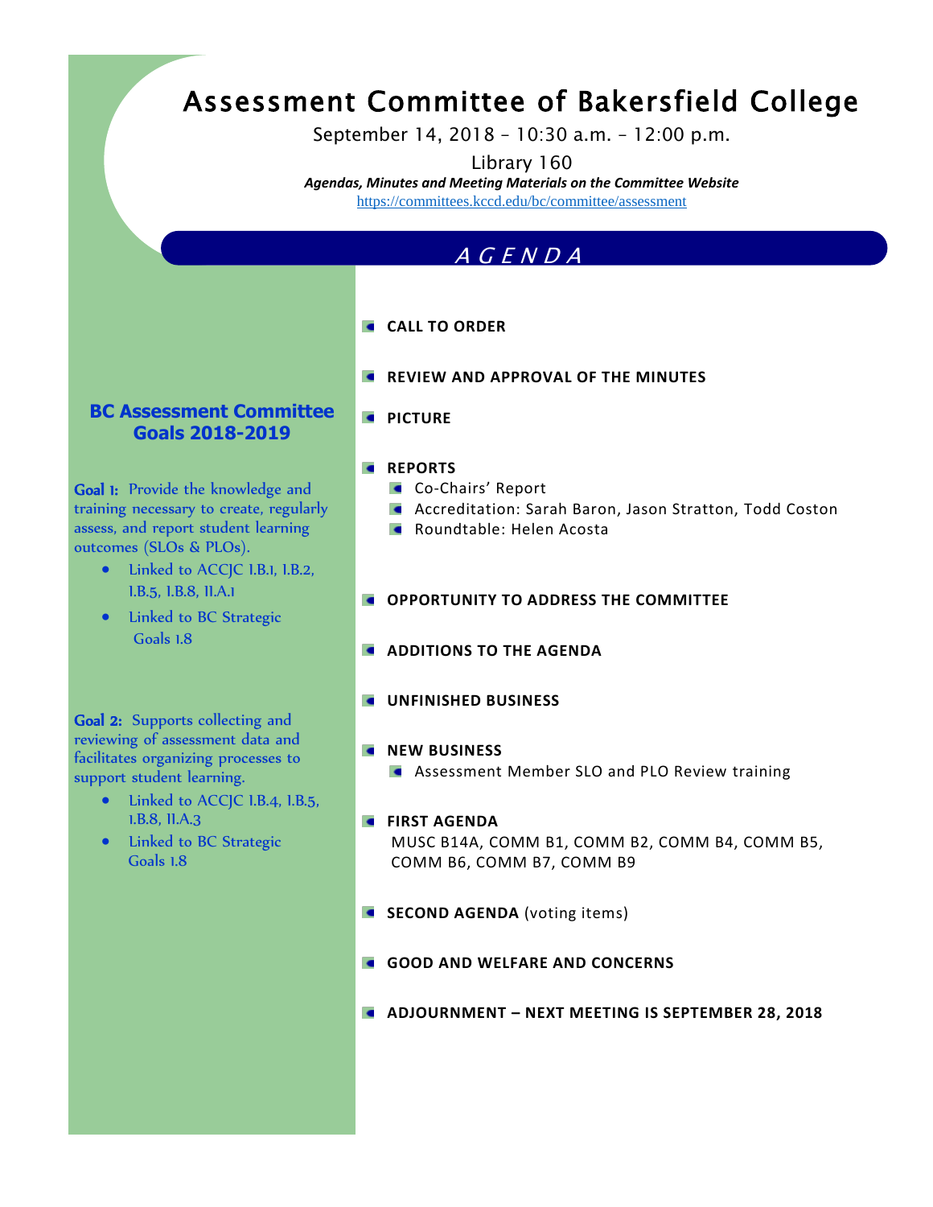# Assessment Committee of Bakersfield College

September 14, 2018 – 10:30 a.m. – 12:00 p.m.

Library 160

***Agendas, Minutes and Meeting Materials on the Committee Website***

https://committees.kccd.edu/bc/committee/assessment

## *AGENDA*

- **CALL TO ORDER**
- **REVIEW AND APPROVAL OF THE MINUTES**
- **PICTURE**
- **REPORTS**
  - Co-Chairs' Report
  - Accreditation: Sarah Baron, Jason Stratton, Todd Coston
  - Roundtable: Helen Acosta
- **OPPORTUNITY TO ADDRESS THE COMMITTEE**
- **ADDITIONS TO THE AGENDA**
- **UNFINISHED BUSINESS**
- **NEW BUSINESS**
  - Assessment Member SLO and PLO Review training
- **FIRST AGENDA**
  MUSC B14A, COMM B1, COMM B2, COMM B4, COMM B5, COMM B6, COMM B7, COMM B9
- **SECOND AGENDA** (voting items)
- **GOOD AND WELFARE AND CONCERNS**
- **ADJOURNMENT – NEXT MEETING IS SEPTEMBER 28, 2018**

## BC Assessment Committee Goals 2018-2019

**Goal 1:** Provide the knowledge and training necessary to create, regularly assess, and report student learning outcomes (SLOs & PLOs).

- Linked to ACCJC I.B.1, I.B.2, I.B.5, I.B.8, II.A.1
- Linked to BC Strategic Goals 1.8

**Goal 2:** Supports collecting and reviewing of assessment data and facilitates organizing processes to support student learning.

- Linked to ACCJC I.B.4, I.B.5, I.B.8, II.A.3
- Linked to BC Strategic Goals 1.8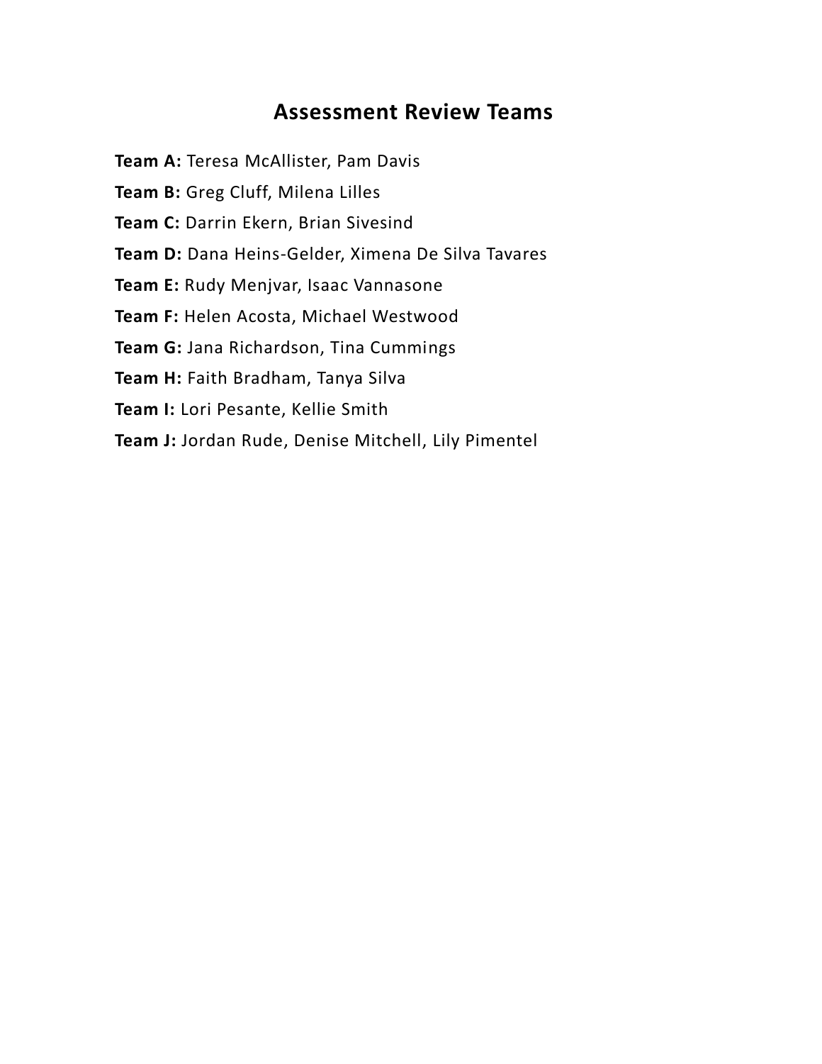## Assessment Review Teams

**Team A:** Teresa McAllister, Pam Davis

**Team B:** Greg Cluff, Milena Lilles

**Team C:** Darrin Ekern, Brian Sivesind

**Team D:** Dana Heins-Gelder, Ximena De Silva Tavares

**Team E:** Rudy Menjvar, Isaac Vannasone

**Team F:** Helen Acosta, Michael Westwood

**Team G:** Jana Richardson, Tina Cummings

**Team H:** Faith Bradham, Tanya Silva

**Team I:** Lori Pesante, Kellie Smith

**Team J:** Jordan Rude, Denise Mitchell, Lily Pimentel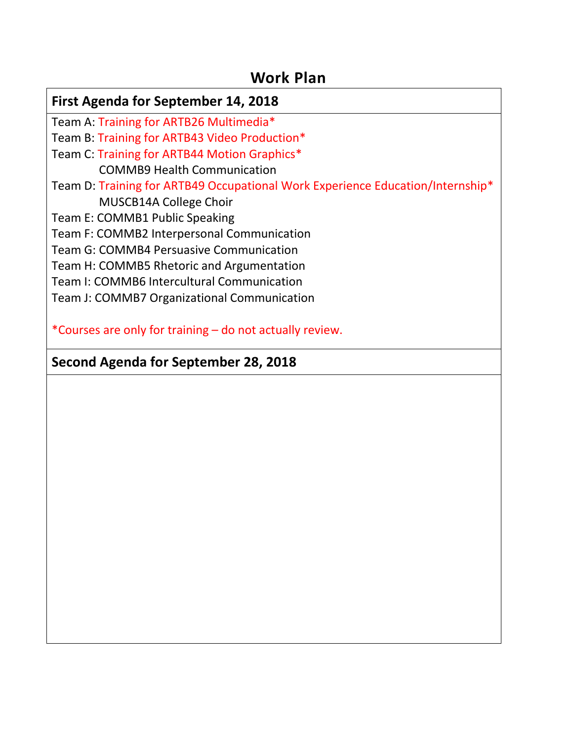# Work Plan

## First Agenda for September 14, 2018

Team A: Training for ARTB26 Multimedia*

Team B: Training for ARTB43 Video Production*

Team C: Training for ARTB44 Motion Graphics*
COMMB9 Health Communication

Team D: Training for ARTB49 Occupational Work Experience Education/Internship*
MUSCB14A College Choir

Team E: COMMB1 Public Speaking

Team F: COMMB2 Interpersonal Communication

Team G: COMMB4 Persuasive Communication

Team H: COMMB5 Rhetoric and Argumentation

Team I: COMMB6 Intercultural Communication

Team J: COMMB7 Organizational Communication

*Courses are only for training – do not actually review.

## Second Agenda for September 28, 2018